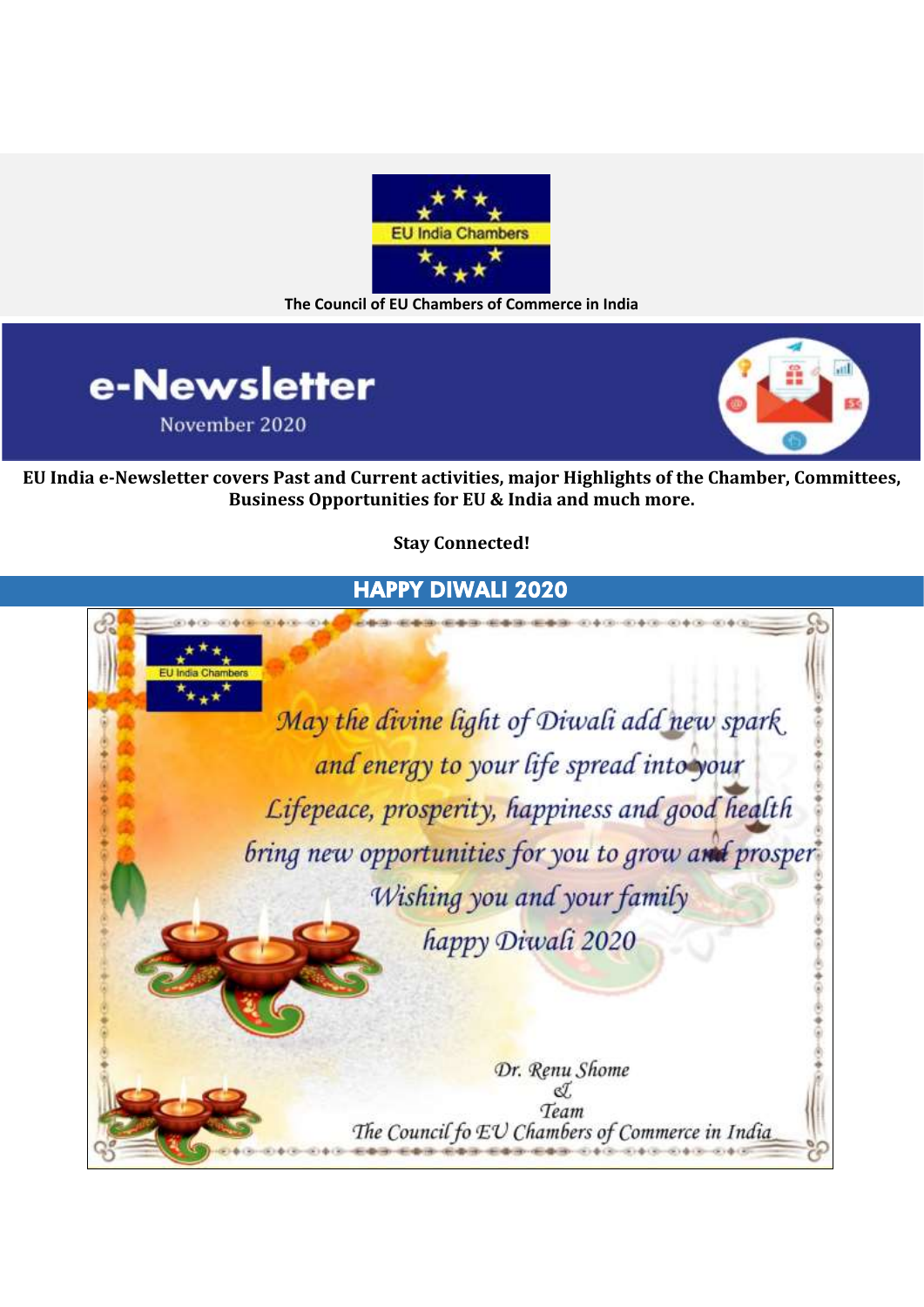EU India Chambers

The Council of EU Chambers of Commerce in India

# e-Newsletter

November 2020

**EU India e-Newsletter covers Past and Current activities, major Highlights of the Chamber, Committees, Business Opportunities for EU & India and much more.**

**Stay Connected!**

## HAPPY DIWALI 2020

EU India Chambers

*May the divine light of Diwali add new spark and energy to your life spread into your Lifepeace, prosperity, happiness and good health bring new opportunities for you to grow and prosper Wishing you and your family happy Diwali 2020*

*Dr. Renu Shome*
*&*
*Team*
*The Council fo EU Chambers of Commerce in India*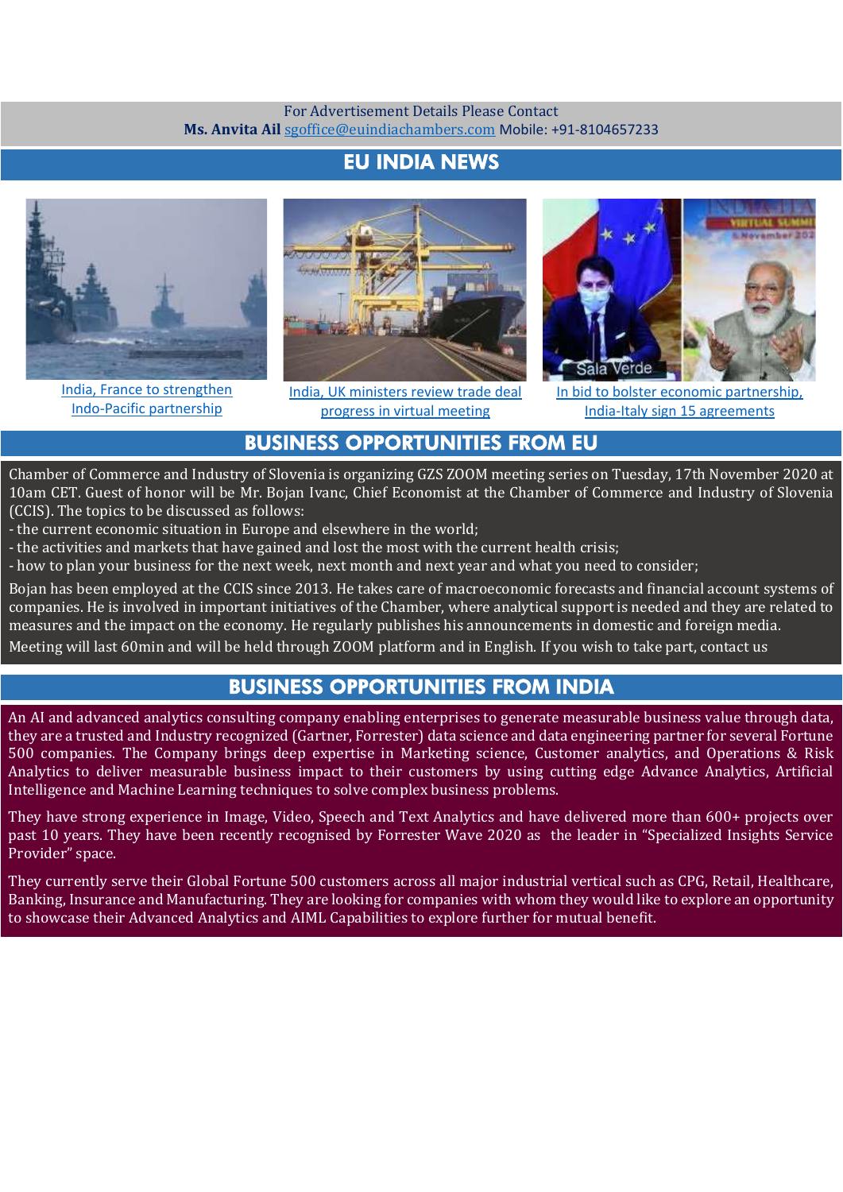For Advertisement Details Please Contact
**Ms. Anvita Ail** sgoffice@euindiachambers.com Mobile: +91-8104657233

## EU INDIA NEWS

India, France to strengthen Indo-Pacific partnership

India, UK ministers review trade deal progress in virtual meeting

In bid to bolster economic partnership, India-Italy sign 15 agreements

## BUSINESS OPPORTUNITIES FROM EU

Chamber of Commerce and Industry of Slovenia is organizing GZS ZOOM meeting series on Tuesday, 17th November 2020 at 10am CET. Guest of honor will be Mr. Bojan Ivanc, Chief Economist at the Chamber of Commerce and Industry of Slovenia (CCIS). The topics to be discussed as follows:

- the current economic situation in Europe and elsewhere in the world;
- the activities and markets that have gained and lost the most with the current health crisis;
- how to plan your business for the next week, next month and next year and what you need to consider;

Bojan has been employed at the CCIS since 2013. He takes care of macroeconomic forecasts and financial account systems of companies. He is involved in important initiatives of the Chamber, where analytical support is needed and they are related to measures and the impact on the economy. He regularly publishes his announcements in domestic and foreign media.

Meeting will last 60min and will be held through ZOOM platform and in English. If you wish to take part, contact us

## BUSINESS OPPORTUNITIES FROM INDIA

An AI and advanced analytics consulting company enabling enterprises to generate measurable business value through data, they are a trusted and Industry recognized (Gartner, Forrester) data science and data engineering partner for several Fortune 500 companies. The Company brings deep expertise in Marketing science, Customer analytics, and Operations & Risk Analytics to deliver measurable business impact to their customers by using cutting edge Advance Analytics, Artificial Intelligence and Machine Learning techniques to solve complex business problems.

They have strong experience in Image, Video, Speech and Text Analytics and have delivered more than 600+ projects over past 10 years. They have been recently recognised by Forrester Wave 2020 as the leader in "Specialized Insights Service Provider" space.

They currently serve their Global Fortune 500 customers across all major industrial vertical such as CPG, Retail, Healthcare, Banking, Insurance and Manufacturing. They are looking for companies with whom they would like to explore an opportunity to showcase their Advanced Analytics and AIML Capabilities to explore further for mutual benefit.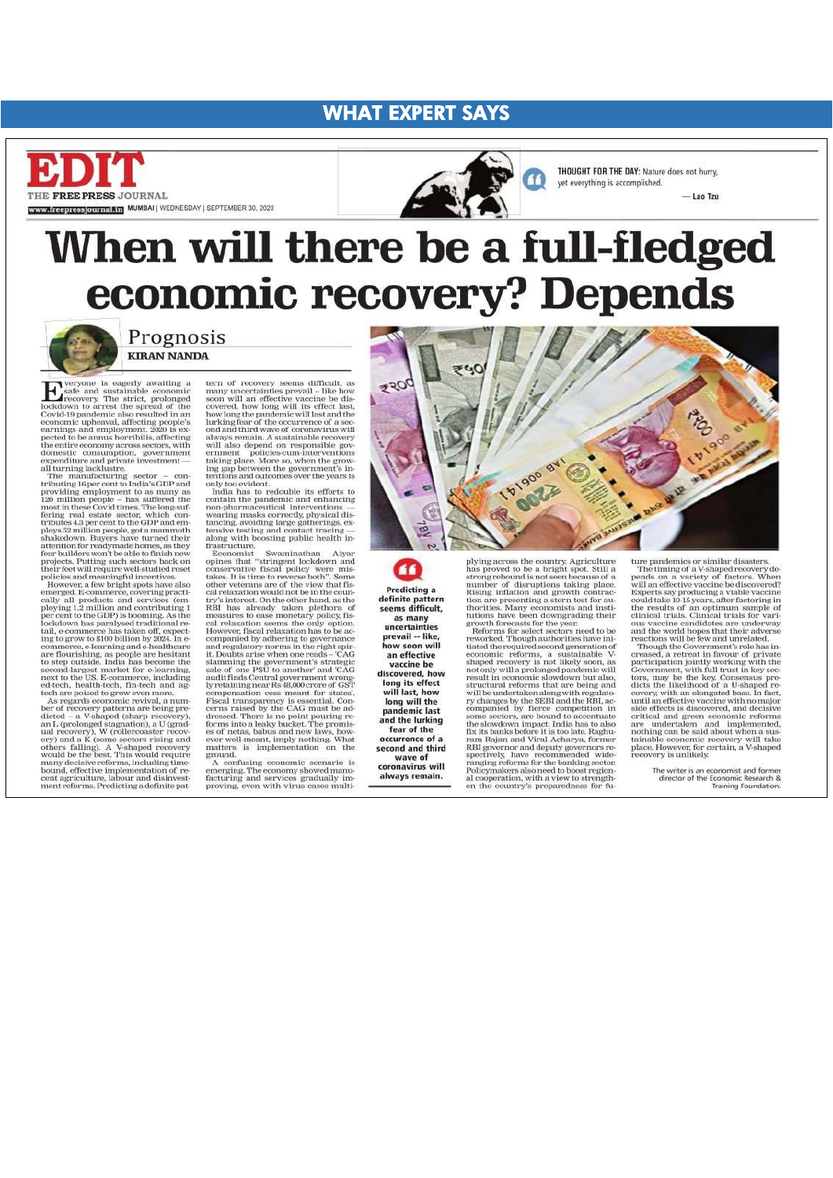## WHAT EXPERT SAYS

**EDIT**

THE FREE PRESS JOURNAL

www.freepressjournal.in MUMBAI | WEDNESDAY | SEPTEMBER 30, 2020

THOUGHT FOR THE DAY: Nature does not hurry, yet everything is accomplished.

— Lao Tzu

# When will there be a full-fledged economic recovery? Depends

## Prognosis

**KIRAN NANDA**

Everyone is eagerly awaiting a safe and sustainable economic recovery. The strict, prolonged lockdown to arrest the spread of the Covid-19 pandemic also resulted in an economic upheaval, affecting people's earnings and employment. 2020 is expected to be annus horribilis, affecting the entire economy across sectors, with domestic consumption, government expenditure and private investment — all turning lacklustre.

The manufacturing sector – contributing 16 per cent to India's GDP and providing employment to as many as 120 million people – has suffered the most in these Covid times. The long-suffering real estate sector, which contributes 4.3 per cent to the GDP and employs 52 million people, got a mammoth shakedown. Buyers have turned their attention for readymade homes, as they fear builders won't be able to finish new projects. Putting such sectors back on their feet will require well-studied reset policies and meaningful incentives.

However, a few bright spots have also emerged. E-commerce, covering practically all products and services (employing 1.2 million and contributing 1 per cent to the GDP) is booming. As the lockdown has paralysed traditional retail, e-commerce has taken off, expecting to grow to $100 billion by 2024. In e-commerce, e-learning and e-healthcare are flourishing, as people are hesitant to step outside. India has become the second-largest market for e-learning, next to the US. E-commerce, including ed-tech, health-tech, fin-tech and ag-tech are poised to grow even more.

As regards economic revival, a number of recovery patterns are being predicted – a V-shaped (sharp recovery), an L (prolonged stagnation), a U (gradual recovery), W (rollercoaster recovery) and a K (some sectors rising and others falling). A V-shaped recovery would be the best. This would require many decisive reforms, including time-bound, effective implementation of recent agriculture, labour and disinvestment reforms. Predicting a definite pattern of recovery seems difficult, as many uncertainties prevail – like how soon will an effective vaccine be discovered, how long will its effect last, how long the pandemic will last and the lurking fear of the occurrence of a second and third wave of coronavirus will always remain. A sustainable recovery will also depend on responsible government policies-cum-interventions taking place. More so, when the growing gap between the government's intentions and outcomes over the years is only too evident.

India has to redouble its efforts to contain the pandemic and enhancing non-pharmaceutical interventions — wearing masks correctly, physical distancing, avoiding large gatherings, extensive testing and contact tracing — along with boosting public health infrastructure.

Economist Swaminathan Aiyar opines that "stringent lockdown and conservative fiscal policy were mistakes. It is time to reverse both". Some other veterans are of the view that fiscal relaxation would not be in the country's interest. On the other hand, as the RBI has already taken plethora of measures to ease monetary policy, fiscal relaxation seems the only option. However, fiscal relaxation has to be accompanied by adhering to governance and regulatory norms in the right spirit. Doubts arise when one reads – 'CAG slamming the government's strategic sale of one PSU to another' and 'CAG audit finds Central government wrongly retaining near Rs 48,000 crore of GST compensation cess meant for states'. Fiscal transparency is essential. Concerns raised by the CAG must be addressed. There is no point pouring reforms into a leaky bucket. The promises of netas, babus and new laws, however well-meant, imply nothing. What matters is implementation on the ground.

A confusing economic scenario is emerging. The economy showed manufacturing and services gradually improving, even with virus cases multiplying across the country. Agriculture has proved to be a bright spot. Still a strong rebound is not seen because of a number of disruptions taking place. Rising inflation and growth contraction are presenting a stern test for authorities. Many economists and institutions have been downgrading their growth forecasts for the year.

> Predicting a definite pattern seems difficult, as many uncertainties prevail -- like, how soon will an effective vaccine be discovered, how long its effect will last, how long will the pandemic last and the lurking fear of the occurrence of a second and third wave of coronavirus will always remain.

Reforms for select sectors need to be reworked. Though authorities have initiated the required second generation of economic reforms, a sustainable V-shaped recovery is not likely soon, as not only will a prolonged pandemic will result in economic slowdown but also, structural reforms that are being and will be undertaken along with regulatory changes by the SEBI and the RBI, accompanied by fierce competition in some sectors, are bound to accentuate the slowdown impact. India has to also fix its banks before it is too late. Raghuram Rajan and Viral Acharya, former RBI governor and deputy governors respectively, have recommended wide-ranging reforms for the banking sector. Policymakers also need to boost regional cooperation, with a view to strengthen the country's preparedness for future pandemics or similar disasters.

The timing of a V-shaped recovery depends on a variety of factors. When will an effective vaccine be discovered? Experts say producing a viable vaccine could take 10-15 years, after factoring in the results of an optimum sample of clinical trials. Clinical trials for various vaccine candidates are underway and the world hopes that their adverse reactions will be few and unrelated.

Though the Government's role has increased, a retreat in favour of private participation jointly working with the Government, with full trust in key sectors, may be the key. Consensus predicts the likelihood of a U-shaped recovery, with an elongated base. In fact, until an effective vaccine with no major side effects is discovered, and decisive critical and green economic reforms are undertaken and implemented, nothing can be said about when a sustainable economic recovery will take place. However, for certain, a V-shaped recovery is unlikely.

*The writer is an economist and former director of the Economic Research & Training Foundation.*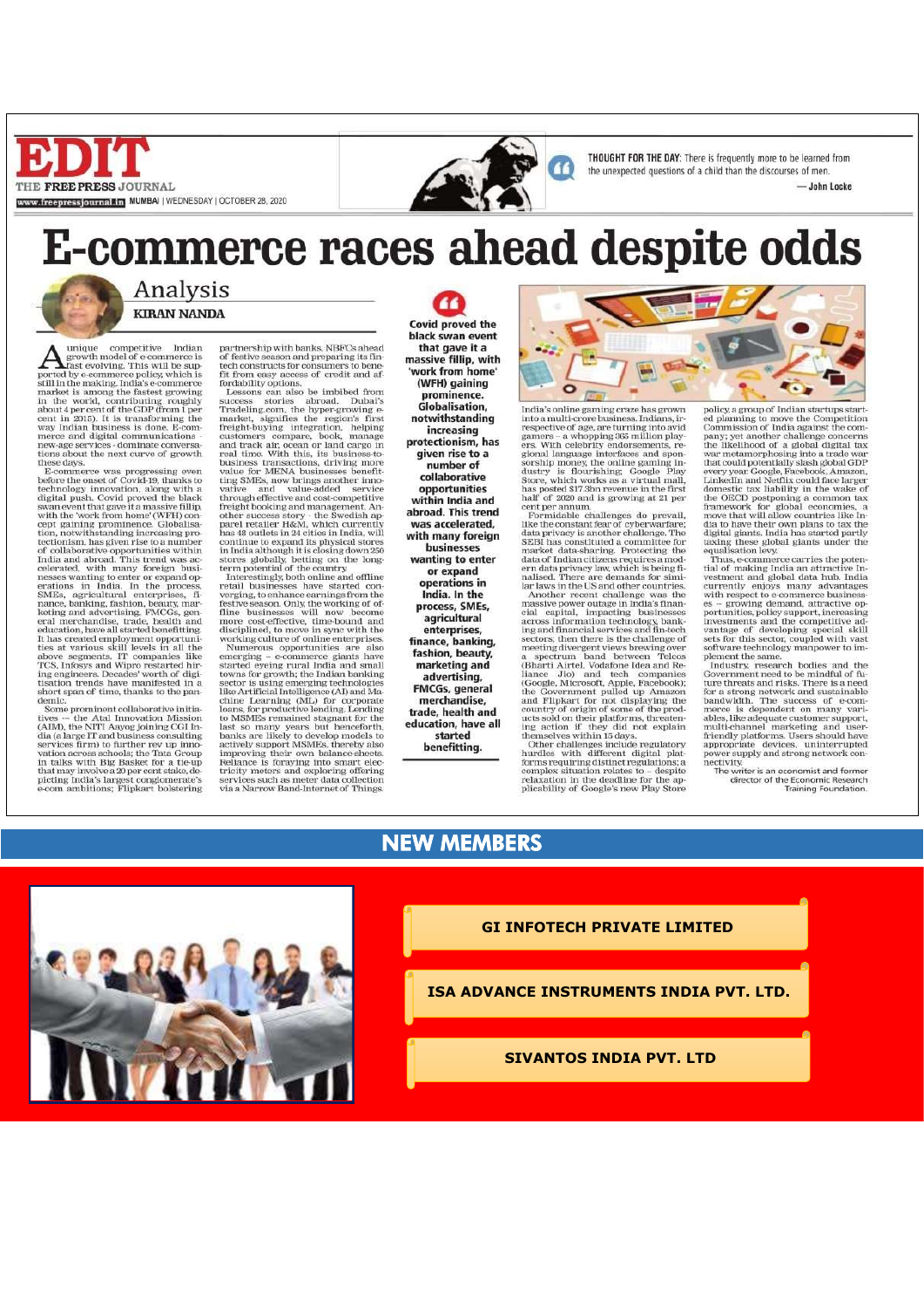# E-commerce races ahead despite odds

## Analysis

**KIRAN NANDA**

A unique competitive Indian growth model of e-commerce is fast evolving. This will be supported by e-commerce policy, which is still in the making. India's e-commerce market is among the fastest growing in the world, contributing roughly about 4 per cent of the GDP (from 1 per cent in 2015). It is transforming the way Indian business is done. E-commerce and digital communications - new-age services - dominate conversations about the next curve of growth these days.

E-commerce was progressing even before the onset of Covid-19, thanks to technology innovation, along with a digital push. Covid proved the black swan event that gave it a massive fillip, with the 'work from home' (WFH) concept gaining prominence. Globalisation, notwithstanding increasing protectionism, has given rise to a number of collaborative opportunities within India and abroad. This trend was accelerated, with many foreign businesses wanting to enter or expand operations in India. In the process, SMEs, agricultural enterprises, finance, banking, fashion, beauty, marketing and advertising, FMCGs, general merchandise, trade, health and education, have all started benefitting. It has created employment opportunities at various skill levels in all the above segments. IT companies like TCS, Infosys and Wipro restarted hiring engineers. Decades' worth of digitisation trends have manifested in a short span of time, thanks to the pandemic.

Some prominent collaborative initiatives — the Atal Innovation Mission (AIM), the NITI Aayog joining CGI India (a large IT and business consulting services firm) to further rev up innovation across schools; the Tata Group in talks with Big Basket for a tie-up that may involve a 20 per cent stake, depicting India's largest conglomerate's e-com ambitions; Flipkart bolstering partnership with banks. NBFCs ahead of festive season and preparing its fintech constructs for consumers to benefit from easy access of credit and affordability options.

Lessons can also be imbibed from success stories abroad. Dubai's Tradeling.com, the hyper-growing e-market, signifies the region's first freight-buying integration, helping customers compare, book, manage and track air, ocean or land cargo in real time. With this, its business-to-business transactions, driving more value for MENA businesses benefitting SMEs, now brings another innovative and value-added service through effective and cost-competitive freight booking and management. Another success story - the Swedish apparel retailer H&M, which currently has 48 outlets in 24 cities in India, will continue to expand its physical stores in India although it is closing down 250 stores globally, betting on the long-term potential of the country.

Interestingly, both online and offline retail businesses have started converging, to enhance earnings from the festive season. Only the working of offline businesses will now become more cost-effective, time-bound and disciplined, to move in sync with the working culture of online enterprises.

Numerous opportunities are also emerging – e-commerce giants have started eyeing rural India and small towns for growth; the Indian banking sector is using emerging technologies like Artificial Intelligence (AI) and Machine Learning (ML) for corporate loans, for productive lending. Lending to MSMEs remained stagnant for the last so many years but henceforth, banks are likely to develop models to actively support MSMEs, thereby also improving their own balance-sheets. Reliance is foraying into smart electricity meters and exploring offering services such as meter data collection via a Narrow Band-Internet of Things.

> **Covid proved the black swan event that gave it a massive fillip, with 'work from home' (WFH) gaining prominence. Globalisation, notwithstanding increasing protectionism, has given rise to a number of collaborative opportunities within India and abroad. This trend was accelerated, with many foreign businesses wanting to enter or expand operations in India. In the process, SMEs, agricultural enterprises, finance, banking, fashion, beauty, marketing and advertising, FMCGs, general merchandise, trade, health and education, have all started benefitting.**

India's online gaming craze has grown into a multi-crore business. Indians, irrespective of age, are turning into avid gamers – a whopping 365 million players. With celebrity endorsements, regional language interfaces and sponsorship money, the online gaming industry is flourishing. Google Play Store, which works as a virtual mall, has posted $17.3bn revenue in the first half of 2020 and is growing at 21 per cent per annum.

Formidable challenges do prevail, like the constant fear of cyberwarfare; data privacy is another challenge. The SEBI has constituted a committee for market data-sharing. Protecting the data of Indian citizens requires a modern data privacy law, which is being finalised. There are demands for similar laws in the US and other countries.

Another recent challenge was the massive power outage in India's financial capital, impacting businesses across information technology, banking and financial services and fin-tech sectors, then there is the challenge of meeting divergent views brewing over a spectrum band between Telcos (Bharti Airtel, Vodafone Idea and Reliance Jio) and tech companies (Google, Microsoft, Apple, Facebook); the Government pulled up Amazon and Flipkart for not displaying the country of origin of some of the products sold on their platforms, threatening action if they did not explain themselves within 15 days.

Other challenges include regulatory hurdles with different digital platforms requiring distinct regulations; a complex situation relates to – despite relaxation in the deadline for the applicability of Google's new Play Store policy, a group of Indian startups started planning to move the Competition Commission of India against the company; yet another challenge concerns the likelihood of a global digital tax war metamorphosing into a trade war that could potentially slash global GDP every year. Google, Facebook, Amazon, LinkedIn and Netflix could face larger domestic tax liability in the wake of the OECD postponing a common tax framework for global economies, a move that will allow countries like India to have their own plans to tax the digital giants. India has started partly taxing these global giants under the equalisation levy.

Thus, e-commerce carries the potential of making India an attractive Investment and global data hub. India currently enjoys many advantages with respect to e-commerce businesses – growing demand, attractive opportunities, policy support, increasing investments and the competitive advantage of developing special skill sets for this sector, coupled with vast software technology manpower to implement the same.

Industry, research bodies and the Government need to be mindful of future threats and risks. There is a need for a strong network and sustainable bandwidth. The success of e-commerce is dependent on many variables, like adequate customer support, multi-channel marketing and user-friendly platforms. Users should have appropriate devices, uninterrupted power supply and strong network connectivity.

*The writer is an economist and former director of the Economic Research Training Foundation.*

## NEW MEMBERS

**GI INFOTECH PRIVATE LIMITED**

**ISA ADVANCE INSTRUMENTS INDIA PVT. LTD.**

**SIVANTOS INDIA PVT. LTD**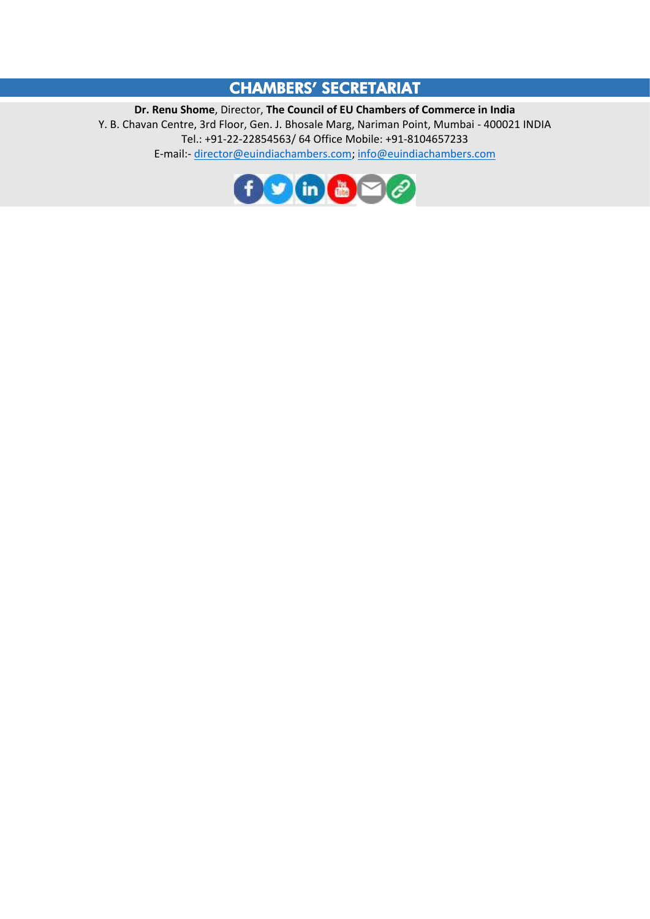# CHAMBERS' SECRETARIAT

**Dr. Renu Shome**, Director, **The Council of EU Chambers of Commerce in India**
Y. B. Chavan Centre, 3rd Floor, Gen. J. Bhosale Marg, Nariman Point, Mumbai - 400021 INDIA
Tel.: +91-22-22854563/ 64 Office Mobile: +91-8104657233
E-mail:- director@euindiachambers.com; info@euindiachambers.com